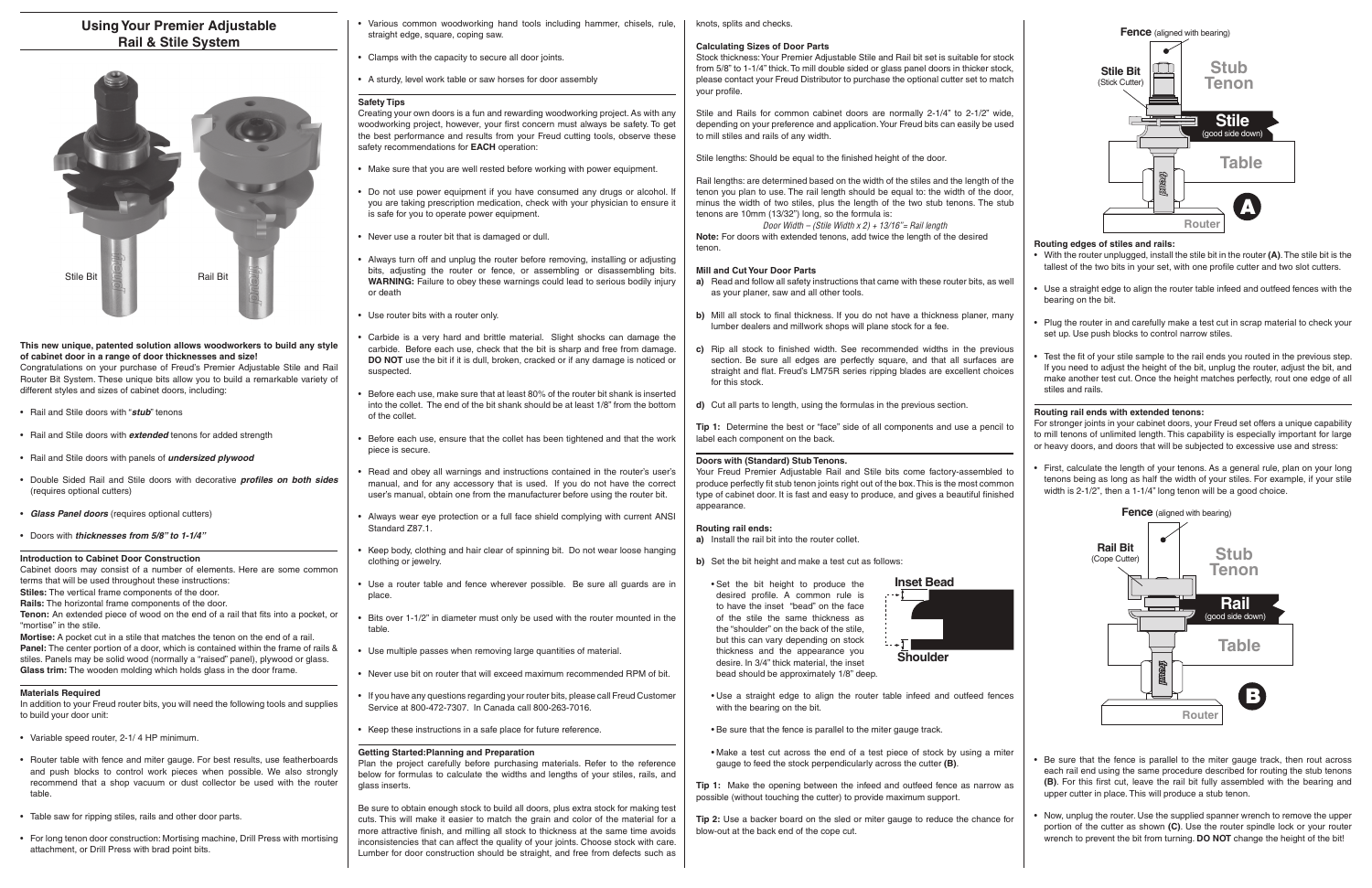# Using Your Premier Adjustable Rail & Stile System

Stile Bit Rail Bit

**This new unique, patented solution allows woodworkers to build any style of cabinet door in a range of door thicknesses and size!**

Congratulations on your purchase of Freud's Premier Adjustable Stile and Rail Router Bit System. These unique bits allow you to build a remarkable variety of different styles and sizes of cabinet doors, including:

- Rail and Stile doors with "***stub***" tenons
- Rail and Stile doors with ***extended*** tenons for added strength
- Rail and Stile doors with panels of ***undersized plywood***
- Double Sided Rail and Stile doors with decorative ***profiles on both sides*** (requires optional cutters)
- ***Glass Panel doors*** (requires optional cutters)
- Doors with ***thicknesses from 5/8" to 1-1/4"***

### Introduction to Cabinet Door Construction

Cabinet doors may consist of a number of elements. Here are some common terms that will be used throughout these instructions:

**Stiles:** The vertical frame components of the door.
**Rails:** The horizontal frame components of the door.
**Tenon:** An extended piece of wood on the end of a rail that fits into a pocket, or "mortise" in the stile.
**Mortise:** A pocket cut in a stile that matches the tenon on the end of a rail.
**Panel:** The center portion of a door, which is contained within the frame of rails & stiles. Panels may be solid wood (normally a "raised" panel), plywood or glass.
**Glass trim:** The wooden molding which holds glass in the door frame.

### Materials Required

In addition to your Freud router bits, you will need the following tools and supplies to build your door unit:

- Variable speed router, 2-1/ 4 HP minimum.
- Router table with fence and miter gauge. For best results, use featherboards and push blocks to control work pieces when possible. We also strongly recommend that a shop vacuum or dust collector be used with the router table.
- Table saw for ripping stiles, rails and other door parts.
- For long tenon door construction: Mortising machine, Drill Press with mortising attachment, or Drill Press with brad point bits.
- Various common woodworking hand tools including hammer, chisels, rule, straight edge, square, coping saw.
- Clamps with the capacity to secure all door joints.
- A sturdy, level work table or saw horses for door assembly

### Safety Tips

Creating your own doors is a fun and rewarding woodworking project. As with any woodworking project, however, your first concern must always be safety. To get the best performance and results from your Freud cutting tools, observe these safety recommendations for **EACH** operation:

- Make sure that you are well rested before working with power equipment.
- Do not use power equipment if you have consumed any drugs or alcohol. If you are taking prescription medication, check with your physician to ensure it is safe for you to operate power equipment.
- Never use a router bit that is damaged or dull.
- Always turn off and unplug the router before removing, installing or adjusting bits, adjusting the router or fence, or assembling or disassembling bits. **WARNING:** Failure to obey these warnings could lead to serious bodily injury or death
- Use router bits with a router only.
- Carbide is a very hard and brittle material. Slight shocks can damage the carbide. Before each use, check that the bit is sharp and free from damage. **DO NOT** use the bit if it is dull, broken, cracked or if any damage is noticed or suspected.
- Before each use, make sure that at least 80% of the router bit shank is inserted into the collet. The end of the bit shank should be at least 1/8" from the bottom of the collet.
- Before each use, ensure that the collet has been tightened and that the work piece is secure.
- Read and obey all warnings and instructions contained in the router's user's manual, and for any accessory that is used. If you do not have the correct user's manual, obtain one from the manufacturer before using the router bit.
- Always wear eye protection or a full face shield complying with current ANSI Standard Z87.1.
- Keep body, clothing and hair clear of spinning bit. Do not wear loose hanging clothing or jewelry.
- Use a router table and fence wherever possible. Be sure all guards are in place.
- Bits over 1-1/2" in diameter must only be used with the router mounted in the table.
- Use multiple passes when removing large quantities of material.
- Never use bit on router that will exceed maximum recommended RPM of bit.
- If you have any questions regarding your router bits, please call Freud Customer Service at 800-472-7307. In Canada call 800-263-7016.
- Keep these instructions in a safe place for future reference.

### Getting Started:Planning and Preparation

Plan the project carefully before purchasing materials. Refer to the reference below for formulas to calculate the widths and lengths of your stiles, rails, and glass inserts.

Be sure to obtain enough stock to build all doors, plus extra stock for making test cuts. This will make it easier to match the grain and color of the material for a more attractive finish, and milling all stock to thickness at the same time avoids inconsistencies that can affect the quality of your joints. Choose stock with care. Lumber for door construction should be straight, and free from defects such as knots, splits and checks.

### Calculating Sizes of Door Parts

Stock thickness: Your Premier Adjustable Stile and Rail bit set is suitable for stock from 5/8" to 1-1/4" thick. To mill double sided or glass panel doors in thicker stock, please contact your Freud Distributor to purchase the optional cutter set to match your profile.

Stile and Rails for common cabinet doors are normally 2-1/4" to 2-1/2" wide, depending on your preference and application. Your Freud bits can easily be used to mill stiles and rails of any width.

Stile lengths: Should be equal to the finished height of the door.

Rail lengths: are determined based on the width of the stiles and the length of the tenon you plan to use. The rail length should be equal to: the width of the door, minus the width of two stiles, plus the length of the two stub tenons. The stub tenons are 10mm (13/32") long, so the formula is:

*Door Width – (Stile Width x 2) + 13/16"= Rail length*

**Note:** For doors with extended tenons, add twice the length of the desired tenon.

### Mill and Cut Your Door Parts

**a)** Read and follow all safety instructions that came with these router bits, as well as your planer, saw and all other tools.

**b)** Mill all stock to final thickness. If you do not have a thickness planer, many lumber dealers and millwork shops will plane stock for a fee.

**c)** Rip all stock to finished width. See recommended widths in the previous section. Be sure all edges are perfectly square, and that all surfaces are straight and flat. Freud's LM75R series ripping blades are excellent choices for this stock.

**d)** Cut all parts to length, using the formulas in the previous section.

**Tip 1:** Determine the best or "face" side of all components and use a pencil to label each component on the back.

### Doors with (Standard) Stub Tenons.

Your Freud Premier Adjustable Rail and Stile bits come factory-assembled to produce perfectly fit stub tenon joints right out of the box. This is the most common type of cabinet door. It is fast and easy to produce, and gives a beautiful finished appearance.

#### Routing rail ends:

**a)** Install the rail bit into the router collet.

**b)** Set the bit height and make a test cut as follows:

- Set the bit height to produce the desired profile. A common rule is to have the inset "bead" on the face of the stile the same thickness as the "shoulder" on the back of the stile, but this can vary depending on stock thickness and the appearance you desire. In 3/4" thick material, the inset bead should be approximately 1/8" deep.

Inset Bead

Shoulder

- Use a straight edge to align the router table infeed and outfeed fences with the bearing on the bit.
- Be sure that the fence is parallel to the miter gauge track.
- Make a test cut across the end of a test piece of stock by using a miter gauge to feed the stock perpendicularly across the cutter **(B)**.

**Tip 1:** Make the opening between the infeed and outfeed fence as narrow as possible (without touching the cutter) to provide maximum support.

**Tip 2:** Use a backer board on the sled or miter gauge to reduce the chance for blow-out at the back end of the cope cut.

Fence (aligned with bearing) | Stile Bit (Stick Cutter) | Stub Tenon | Stile (good side down) | Table | Router | A

#### Routing edges of stiles and rails:

- With the router unplugged, install the stile bit in the router **(A)**. The stile bit is the tallest of the two bits in your set, with one profile cutter and two slot cutters.
- Use a straight edge to align the router table infeed and outfeed fences with the bearing on the bit.
- Plug the router in and carefully make a test cut in scrap material to check your set up. Use push blocks to control narrow stiles.
- Test the fit of your stile sample to the rail ends you routed in the previous step. If you need to adjust the height of the bit, unplug the router, adjust the bit, and make another test cut. Once the height matches perfectly, rout one edge of all stiles and rails.

#### Routing rail ends with extended tenons:

For stronger joints in your cabinet doors, your Freud set offers a unique capability to mill tenons of unlimited length. This capability is especially important for large or heavy doors, and doors that will be subjected to excessive use and stress:

- First, calculate the length of your tenons. As a general rule, plan on your long tenons being as long as half the width of your stiles. For example, if your stile width is 2-1/2", then a 1-1/4" long tenon will be a good choice.

Fence (aligned with bearing) | Rail Bit (Cope Cutter) | Stub Tenon | Rail (good side down) | Table | Router | B

- Be sure that the fence is parallel to the miter gauge track, then rout across each rail end using the same procedure described for routing the stub tenons **(B)**. For this first cut, leave the rail bit fully assembled with the bearing and upper cutter in place. This will produce a stub tenon.
- Now, unplug the router. Use the supplied spanner wrench to remove the upper portion of the cutter as shown **(C)**. Use the router spindle lock or your router wrench to prevent the bit from turning. **DO NOT** change the height of the bit!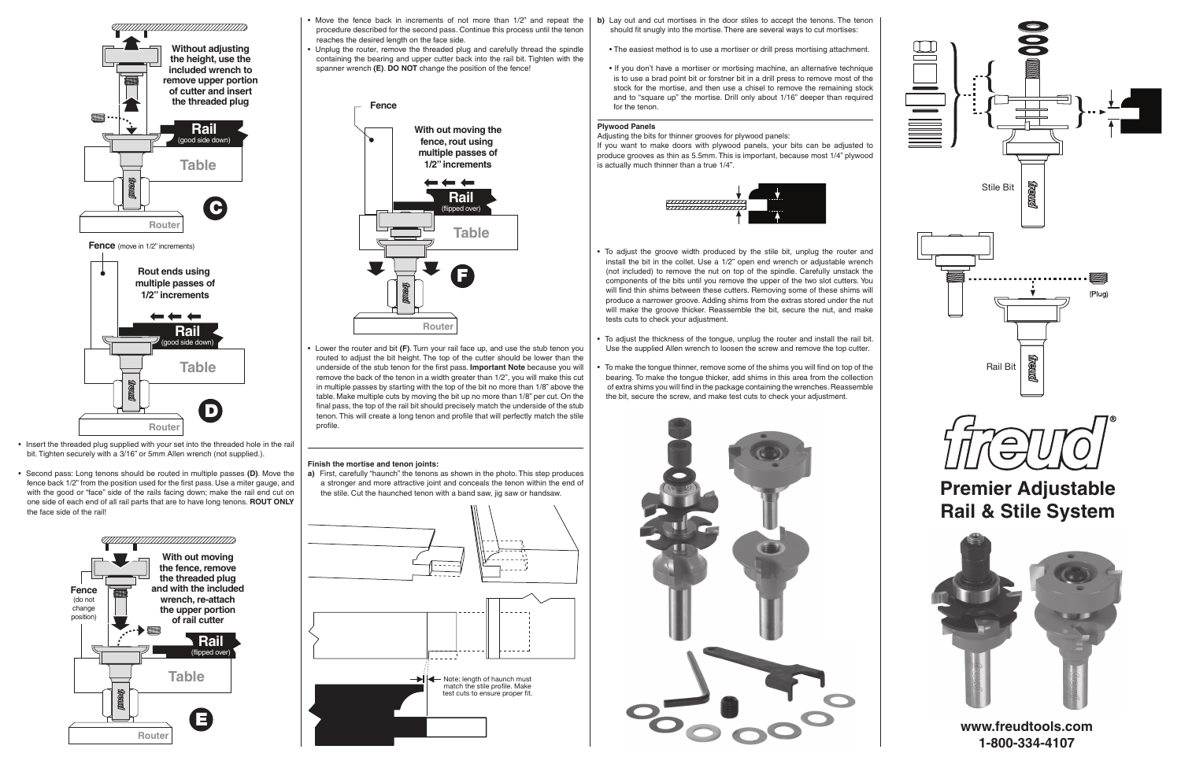Without adjusting the height, use the included wrench to remove upper portion of cutter and insert the threaded plug

Rail
(good side down)

Table

Router

C

Fence (move in 1/2" increments)

Rout ends using multiple passes of 1/2" increments

Rail
(good side down)

Table

Router

D

- Insert the threaded plug supplied with your set into the threaded hole in the rail bit. Tighten securely with a 3/16" or 5mm Allen wrench (not supplied.).
- Second pass: Long tenons should be routed in multiple passes **(D)**. Move the fence back 1/2" from the position used for the first pass. Use a miter gauge, and with the good or "face" side of the rails facing down; make the rail end cut on one side of each end of all rail parts that are to have long tenons. **ROUT ONLY** the face side of the rail!

Fence
(do not change position)

With out moving the fence, remove the threaded plug and with the included wrench, re-attach the upper portion of rail cutter

Rail
(flipped over)

Table

Router

E

- Move the fence back in increments of not more than 1/2" and repeat the procedure described for the second pass. Continue this process until the tenon reaches the desired length on the face side.
- Unplug the router, remove the threaded plug and carefully thread the spindle containing the bearing and upper cutter back into the rail bit. Tighten with the spanner wrench **(E)**. **DO NOT** change the position of the fence!

Fence

With out moving the fence, rout using multiple passes of 1/2" increments

Rail
(flipped over)

Table

Router

F

- Lower the router and bit **(F)**. Turn your rail face up, and use the stub tenon you routed to adjust the bit height. The top of the cutter should be lower than the underside of the stub tenon for the first pass. **Important Note** because you will remove the back of the tenon in a width greater than 1/2", you will make this cut in multiple passes by starting with the top of the bit no more than 1/8" above the table. Make multiple cuts by moving the bit up no more than 1/8" per cut. On the final pass, the top of the rail bit should precisely match the underside of the stub tenon. This will create a long tenon and profile that will perfectly match the stile profile.

**Finish the mortise and tenon joints:**

**a)** First, carefully "haunch" the tenons as shown in the photo. This step produces a stronger and more attractive joint and conceals the tenon within the end of the stile. Cut the haunched tenon with a band saw, jig saw or handsaw.

Note: length of haunch must match the stile profile. Make test cuts to ensure proper fit.

**b)** Lay out and cut mortises in the door stiles to accept the tenons. The tenon should fit snugly into the mortise. There are several ways to cut mortises:

- The easiest method is to use a mortiser or drill press mortising attachment.
- If you don't have a mortiser or mortising machine, an alternative technique is to use a brad point bit or forstner bit in a drill press to remove most of the stock for the mortise, and then use a chisel to remove the remaining stock and to "square up" the mortise. Drill only about 1/16" deeper than required for the tenon.

**Plywood Panels**

Adjusting the bits for thinner grooves for plywood panels:
If you want to make doors with plywood panels, your bits can be adjusted to produce grooves as thin as 5.5mm. This is important, because most 1/4" plywood is actually much thinner than a true 1/4".

- To adjust the groove width produced by the stile bit, unplug the router and install the bit in the collet. Use a 1/2" open end wrench or adjustable wrench (not included) to remove the nut on top of the spindle. Carefully unstack the components of the bits until you remove the upper of the two slot cutters. You will find thin shims between these cutters. Removing some of these shims will produce a narrower groove. Adding shims from the extras stored under the nut will make the groove thicker. Reassemble the bit, secure the nut, and make tests cuts to check your adjustment.
- To adjust the thickness of the tongue, unplug the router and install the rail bit. Use the supplied Allen wrench to loosen the screw and remove the top cutter.
- To make the tongue thinner, remove some of the shims you will find on top of the bearing. To make the tongue thicker, add shims in this area from the collection of extra shims you will find in the package containing the wrenches. Reassemble the bit, secure the screw, and make test cuts to check your adjustment.

Stile Bit

(Plug)

Rail Bit

freud®

# Premier Adjustable Rail & Stile System

www.freudtools.com
1-800-334-4107